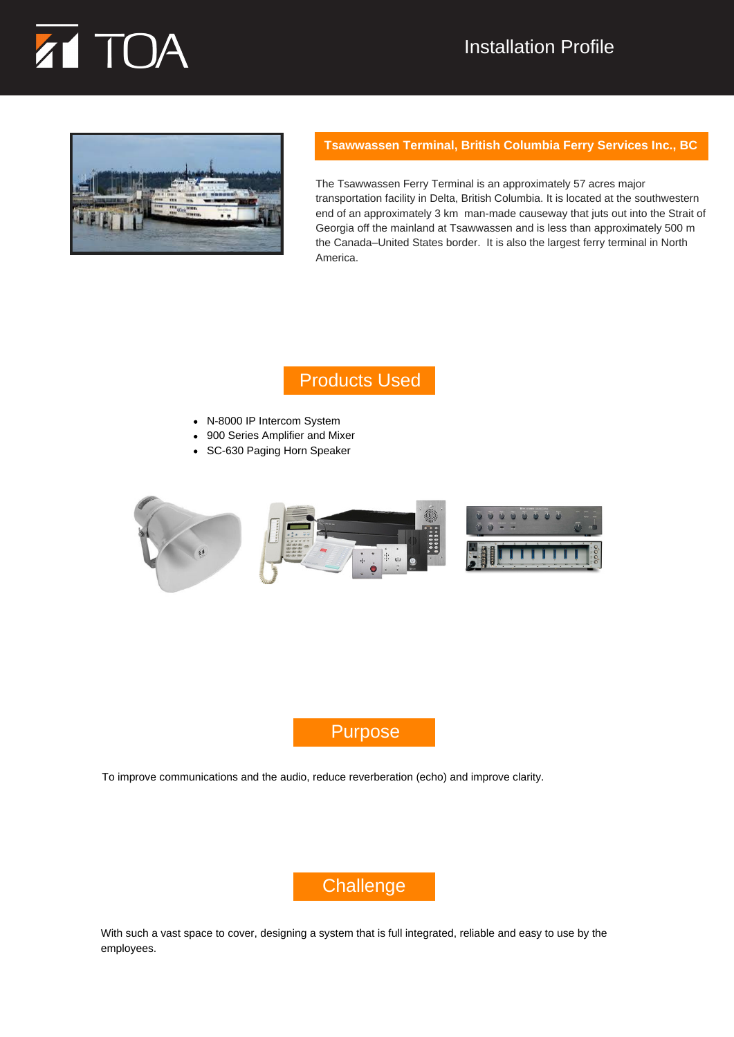TOA

Installation Profile

## Tsawwassen Terminal, British Columbia Ferry Services Inc., BC

The Tsawwassen Ferry Terminal is an approximately 57 acres major transportation facility in Delta, British Columbia. It is located at the southwestern end of an approximately 3 km man-made causeway that juts out into the Strait of Georgia off the mainland at Tsawwassen and is less than approximately 500 m the Canada–United States border. It is also the largest ferry terminal in North America.

## Products Used

- N-8000 IP Intercom System
- 900 Series Amplifier and Mixer
- SC-630 Paging Horn Speaker

## Purpose

To improve communications and the audio, reduce reverberation (echo) and improve clarity.

## Challenge

With such a vast space to cover, designing a system that is full integrated, reliable and easy to use by the employees.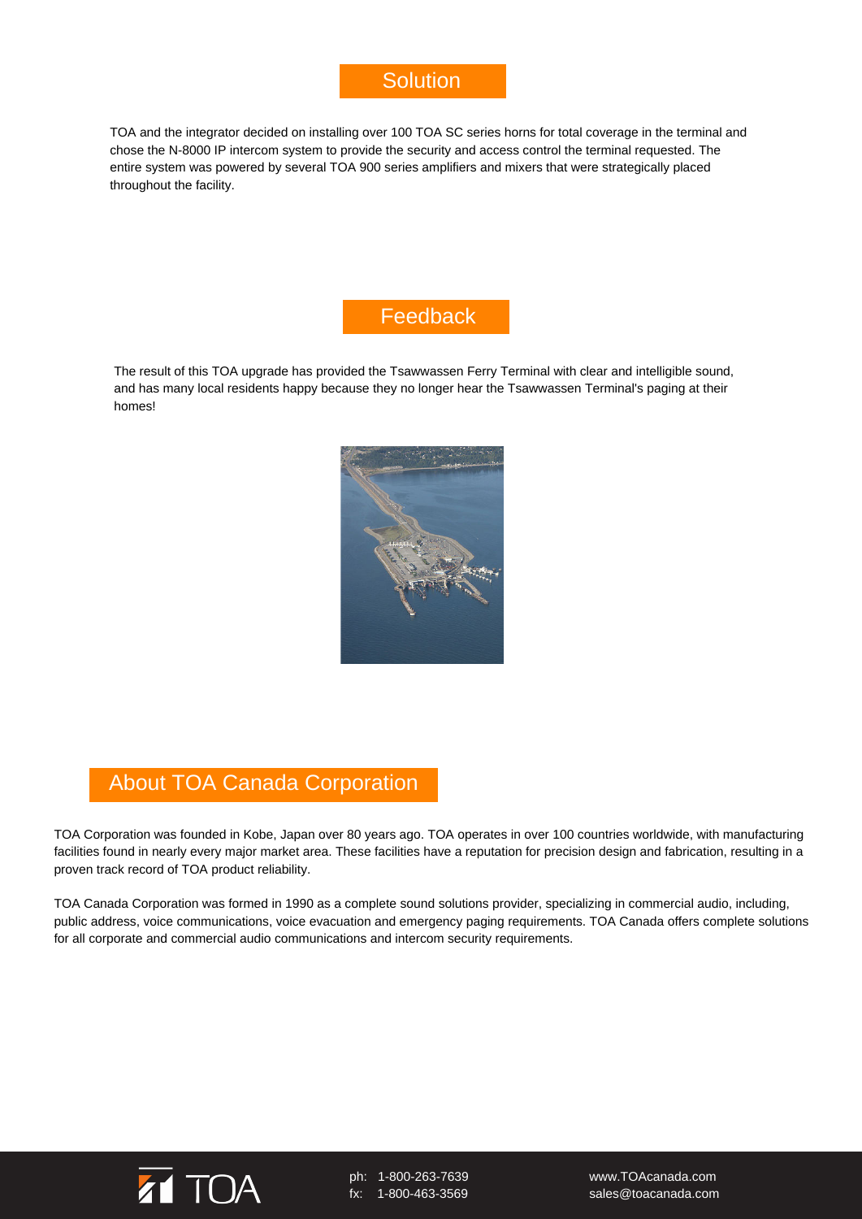## Solution

TOA and the integrator decided on installing over 100 TOA SC series horns for total coverage in the terminal and chose the N-8000 IP intercom system to provide the security and access control the terminal requested. The entire system was powered by several TOA 900 series amplifiers and mixers that were strategically placed throughout the facility.

## Feedback

The result of this TOA upgrade has provided the Tsawwassen Ferry Terminal with clear and intelligible sound, and has many local residents happy because they no longer hear the Tsawwassen Terminal's paging at their homes!

## About TOA Canada Corporation

TOA Corporation was founded in Kobe, Japan over 80 years ago. TOA operates in over 100 countries worldwide, with manufacturing facilities found in nearly every major market area. These facilities have a reputation for precision design and fabrication, resulting in a proven track record of TOA product reliability.

TOA Canada Corporation was formed in 1990 as a complete sound solutions provider, specializing in commercial audio, including, public address, voice communications, voice evacuation and emergency paging requirements. TOA Canada offers complete solutions for all corporate and commercial audio communications and intercom security requirements.

TOA

ph: 1-800-263-7639
fx: 1-800-463-3569

www.TOAcanada.com
sales@toacanada.com